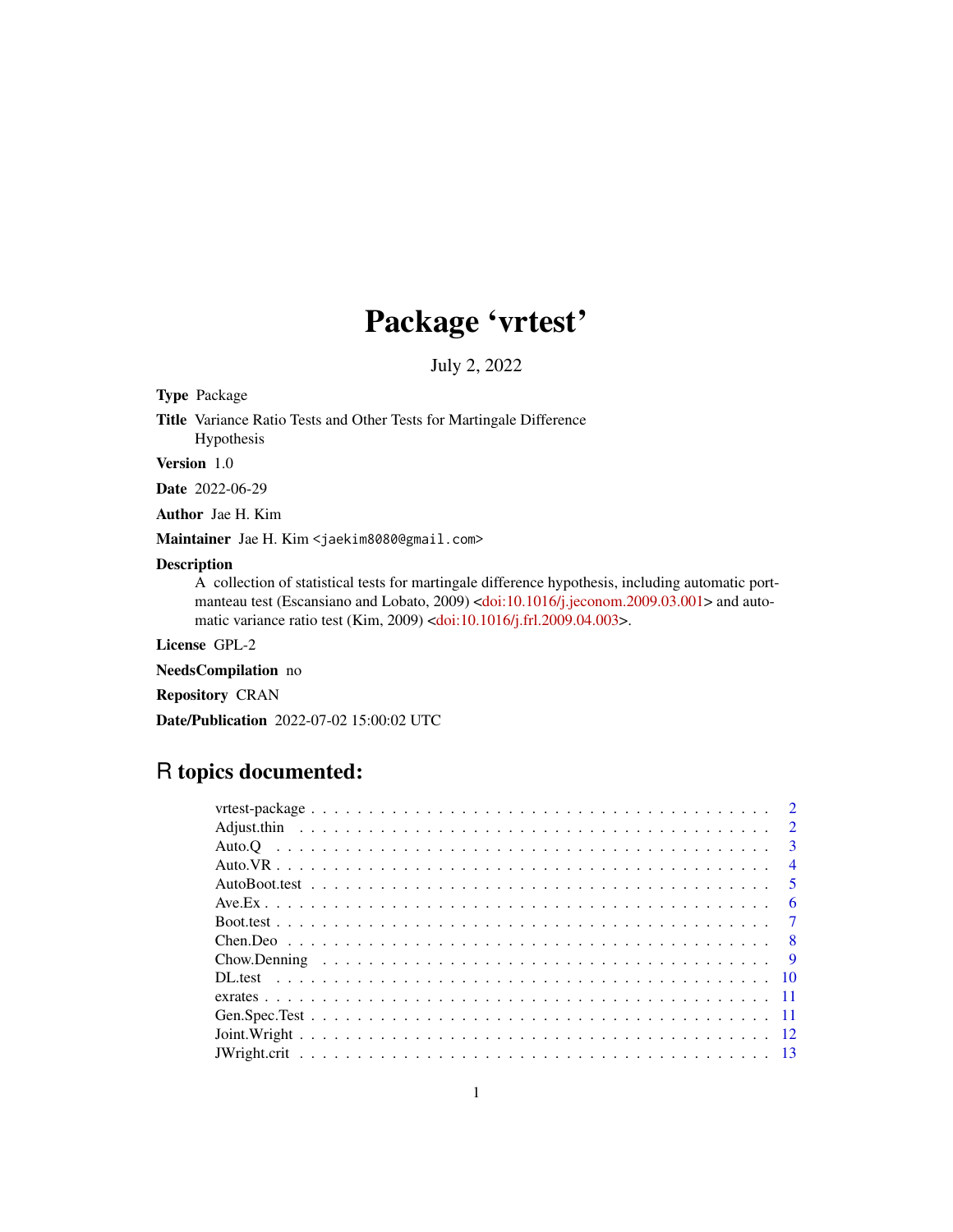# Package 'vrtest'

July 2, 2022

**Type** Package

**Title** Variance Ratio Tests and Other Tests for Martingale Difference Hypothesis

**Version** 1.0

**Date** 2022-06-29

**Author** Jae H. Kim

**Maintainer** Jae H. Kim <jaekim8080@gmail.com>

**Description**
A collection of statistical tests for martingale difference hypothesis, including automatic portmanteau test (Escansiano and Lobato, 2009) <doi:10.1016/j.jeconom.2009.03.001> and automatic variance ratio test (Kim, 2009) <doi:10.1016/j.frl.2009.04.003>.

**License** GPL-2

**NeedsCompilation** no

**Repository** CRAN

**Date/Publication** 2022-07-02 15:00:02 UTC

## R topics documented:

| | |
|---|---|
| vrtest-package | 2 |
| Adjust.thin | 2 |
| Auto.Q | 3 |
| Auto.VR | 4 |
| AutoBoot.test | 5 |
| Ave.Ex | 6 |
| Boot.test | 7 |
| Chen.Deo | 8 |
| Chow.Denning | 9 |
| DL.test | 10 |
| exrates | 11 |
| Gen.Spec.Test | 11 |
| Joint.Wright | 12 |
| JWright.crit | 13 |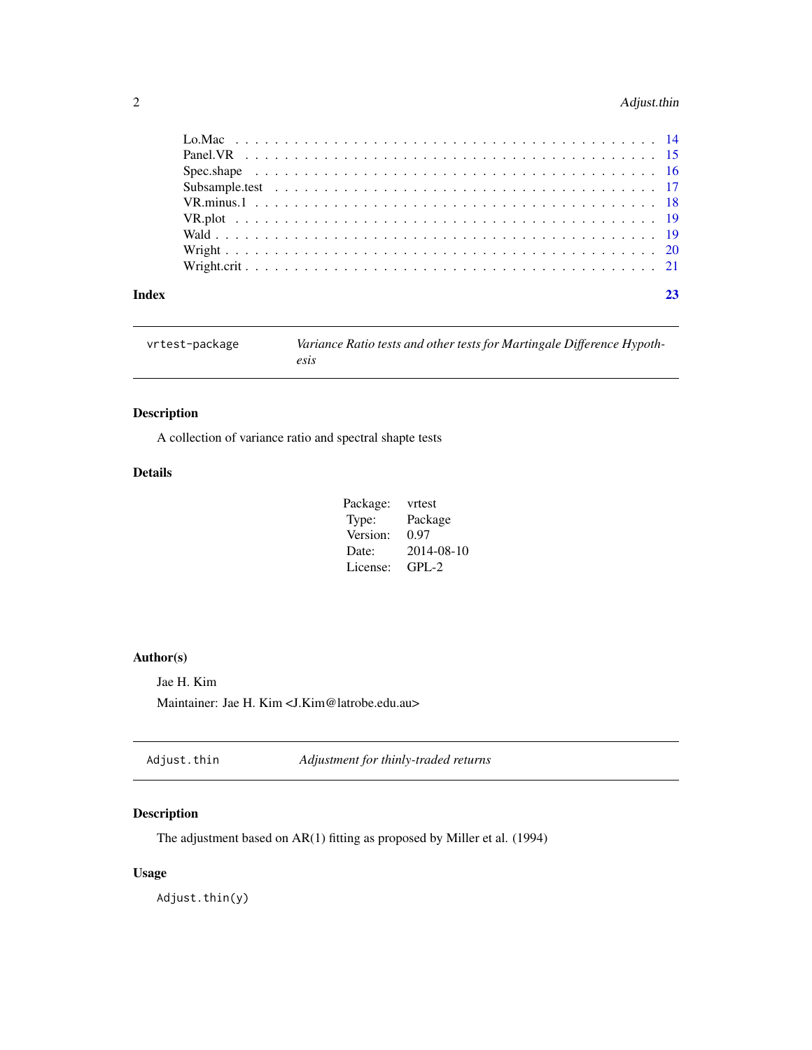Lo.Mac . . . . . . . . . . . . . . . . . . . . . . . . . . . . . . . . . . . . . . . 14
Panel.VR . . . . . . . . . . . . . . . . . . . . . . . . . . . . . . . . . . . . . . 15
Spec.shape . . . . . . . . . . . . . . . . . . . . . . . . . . . . . . . . . . . . . 16
Subsample.test . . . . . . . . . . . . . . . . . . . . . . . . . . . . . . . . . . . 17
VR.minus.1 . . . . . . . . . . . . . . . . . . . . . . . . . . . . . . . . . . . . . 18
VR.plot . . . . . . . . . . . . . . . . . . . . . . . . . . . . . . . . . . . . . . . 19
Wald . . . . . . . . . . . . . . . . . . . . . . . . . . . . . . . . . . . . . . . . . 19
Wright . . . . . . . . . . . . . . . . . . . . . . . . . . . . . . . . . . . . . . . . 20
Wright.crit . . . . . . . . . . . . . . . . . . . . . . . . . . . . . . . . . . . . . . 21

**Index** 23

---

`vrtest-package` *Variance Ratio tests and other tests for Martingale Difference Hypothesis*

---

### Description

A collection of variance ratio and spectral shapte tests

### Details

| | |
|---|---|
| Package: | vrtest |
| Type: | Package |
| Version: | 0.97 |
| Date: | 2014-08-10 |
| License: | GPL-2 |

### Author(s)

Jae H. Kim

Maintainer: Jae H. Kim <J.Kim@latrobe.edu.au>

---

`Adjust.thin` *Adjustment for thinly-traded returns*

---

### Description

The adjustment based on AR(1) fitting as proposed by Miller et al. (1994)

### Usage

```
Adjust.thin(y)
```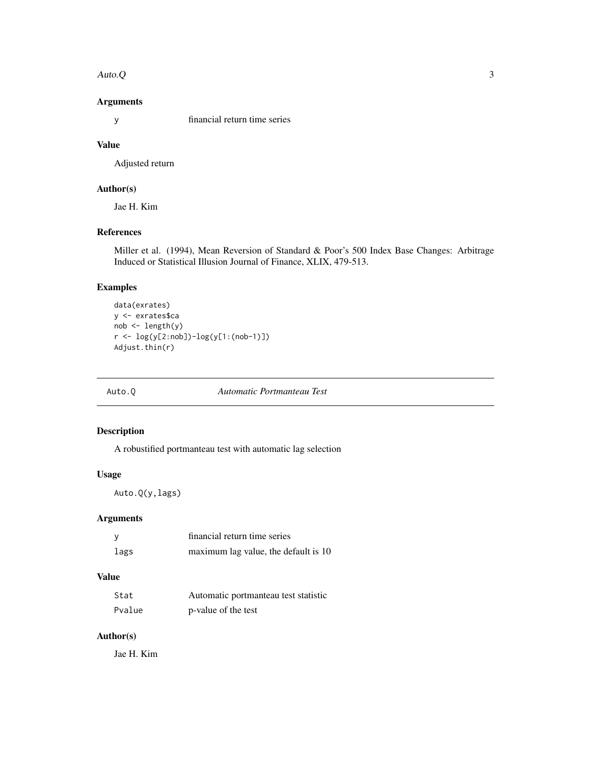### Arguments

| | |
|---|---|
| `y` | financial return time series |

### Value

Adjusted return

### Author(s)

Jae H. Kim

### References

Miller et al. (1994), Mean Reversion of Standard & Poor's 500 Index Base Changes: Arbitrage Induced or Statistical Illusion Journal of Finance, XLIX, 479-513.

### Examples

```
data(exrates)
y <- exrates$ca
nob <- length(y)
r <- log(y[2:nob])-log(y[1:(nob-1)])
Adjust.thin(r)
```

---

## Auto.Q — *Automatic Portmanteau Test*

---

### Description

A robustified portmanteau test with automatic lag selection

### Usage

```
Auto.Q(y,lags)
```

### Arguments

| | |
|---|---|
| `y` | financial return time series |
| `lags` | maximum lag value, the default is 10 |

### Value

| | |
|---|---|
| `Stat` | Automatic portmanteau test statistic |
| `Pvalue` | p-value of the test |

### Author(s)

Jae H. Kim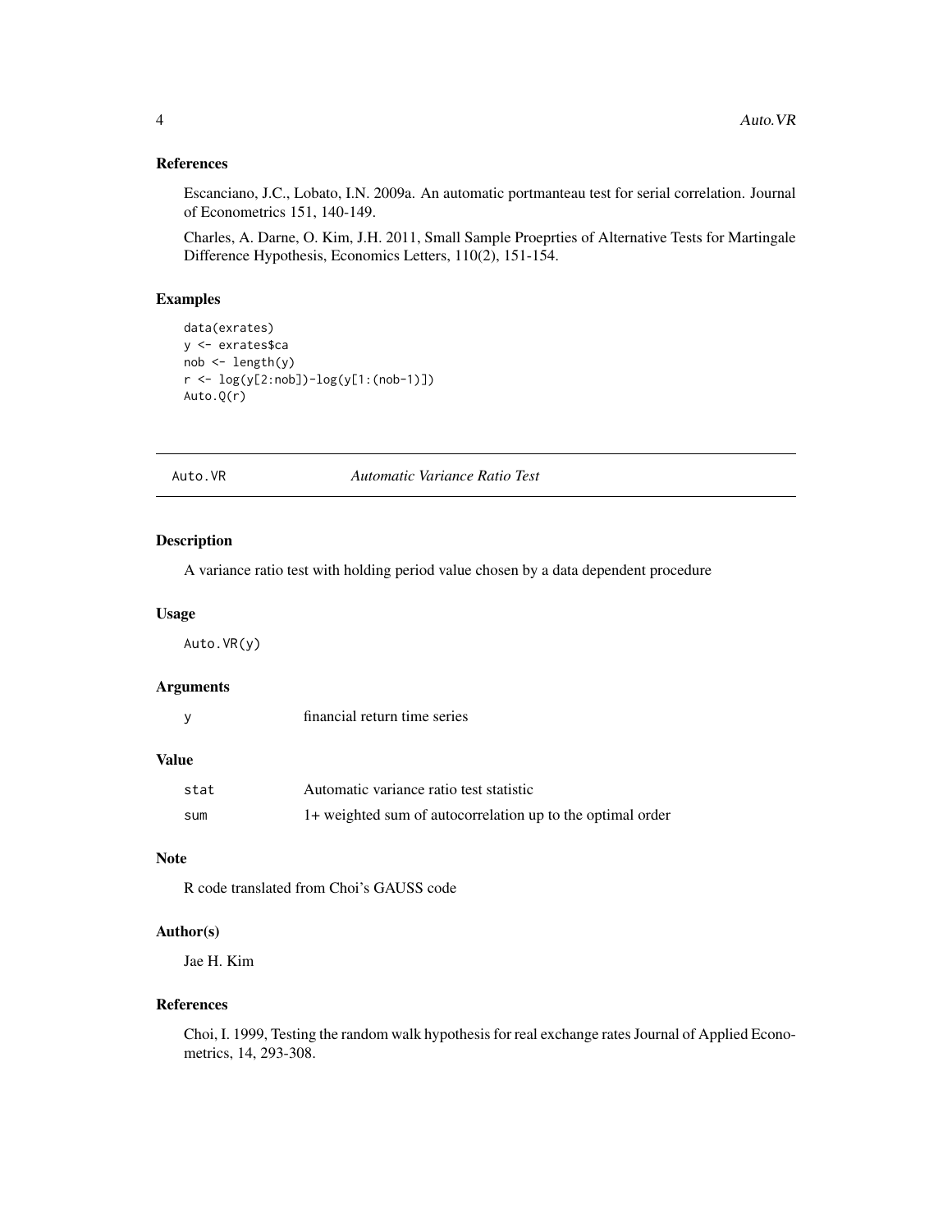## References

Escanciano, J.C., Lobato, I.N. 2009a. An automatic portmanteau test for serial correlation. Journal of Econometrics 151, 140-149.

Charles, A. Darne, O. Kim, J.H. 2011, Small Sample Proeprties of Alternative Tests for Martingale Difference Hypothesis, Economics Letters, 110(2), 151-154.

## Examples

```
data(exrates)
y <- exrates$ca
nob <- length(y)
r <- log(y[2:nob])-log(y[1:(nob-1)])
Auto.Q(r)
```

---

# Auto.VR — *Automatic Variance Ratio Test*

---

## Description

A variance ratio test with holding period value chosen by a data dependent procedure

## Usage

```
Auto.VR(y)
```

## Arguments

| | |
|---|---|
| y | financial return time series |

## Value

| | |
|---|---|
| stat | Automatic variance ratio test statistic |
| sum | 1+ weighted sum of autocorrelation up to the optimal order |

## Note

R code translated from Choi's GAUSS code

## Author(s)

Jae H. Kim

## References

Choi, I. 1999, Testing the random walk hypothesis for real exchange rates Journal of Applied Econometrics, 14, 293-308.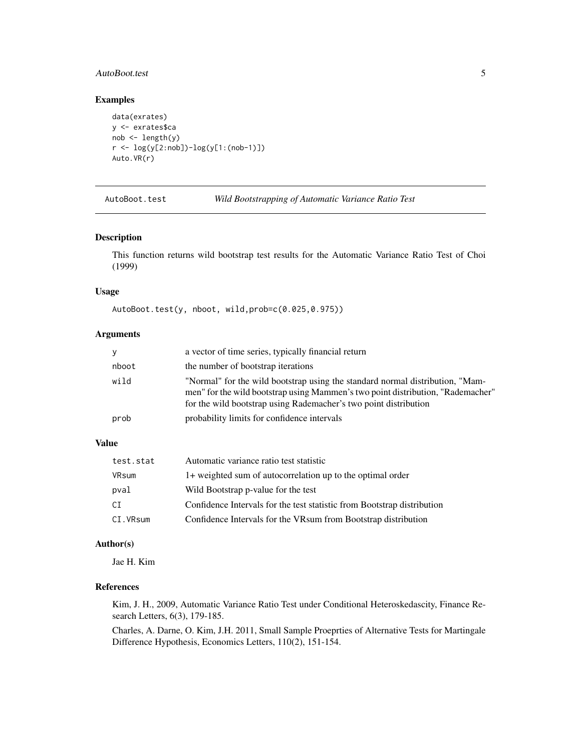## Examples

```
data(exrates)
y <- exrates$ca
nob <- length(y)
r <- log(y[2:nob])-log(y[1:(nob-1)])
Auto.VR(r)
```

---

# AutoBoot.test — *Wild Bootstrapping of Automatic Variance Ratio Test*

---

## Description

This function returns wild bootstrap test results for the Automatic Variance Ratio Test of Choi (1999)

## Usage

```
AutoBoot.test(y, nboot, wild,prob=c(0.025,0.975))
```

## Arguments

| | |
|---|---|
| y | a vector of time series, typically financial return |
| nboot | the number of bootstrap iterations |
| wild | "Normal" for the wild bootstrap using the standard normal distribution, "Mammen" for the wild bootstrap using Mammen's two point distribution, "Rademacher" for the wild bootstrap using Rademacher's two point distribution |
| prob | probability limits for confidence intervals |

## Value

| | |
|---|---|
| test.stat | Automatic variance ratio test statistic |
| VRsum | 1+ weighted sum of autocorrelation up to the optimal order |
| pval | Wild Bootstrap p-value for the test |
| CI | Confidence Intervals for the test statistic from Bootstrap distribution |
| CI.VRsum | Confidence Intervals for the VRsum from Bootstrap distribution |

## Author(s)

Jae H. Kim

## References

Kim, J. H., 2009, Automatic Variance Ratio Test under Conditional Heteroskedascity, Finance Research Letters, 6(3), 179-185.

Charles, A. Darne, O. Kim, J.H. 2011, Small Sample Proeprties of Alternative Tests for Martingale Difference Hypothesis, Economics Letters, 110(2), 151-154.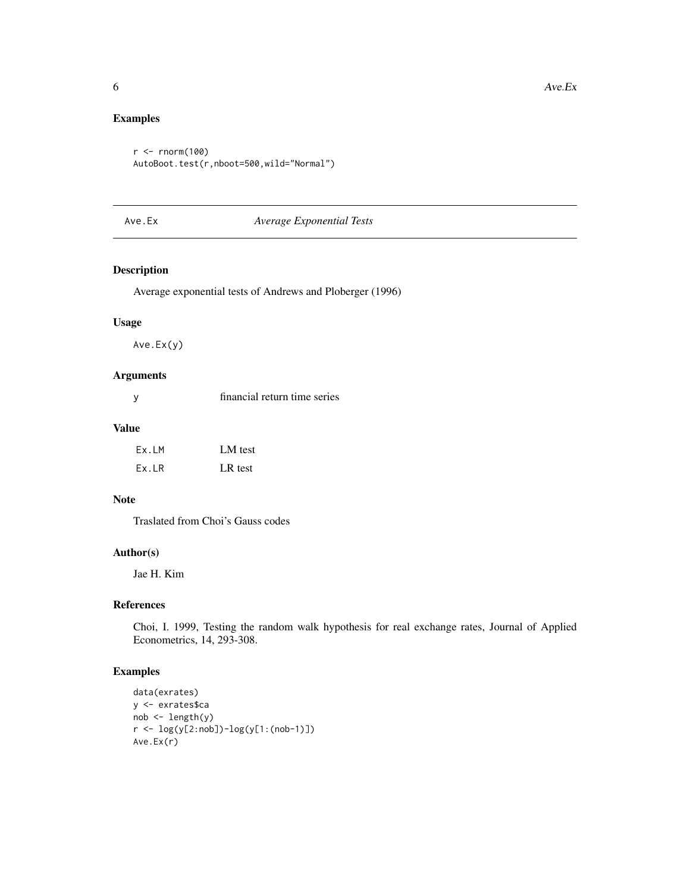## Examples

```
r <- rnorm(100)
AutoBoot.test(r,nboot=500,wild="Normal")
```

---

## Ave.Ex &nbsp;&nbsp;&nbsp;&nbsp; *Average Exponential Tests*

---

### Description

Average exponential tests of Andrews and Ploberger (1996)

### Usage

```
Ave.Ex(y)
```

### Arguments

| | |
|---|---|
| y | financial return time series |

### Value

| | |
|---|---|
| Ex.LM | LM test |
| Ex.LR | LR test |

### Note

Traslated from Choi's Gauss codes

### Author(s)

Jae H. Kim

### References

Choi, I. 1999, Testing the random walk hypothesis for real exchange rates, Journal of Applied Econometrics, 14, 293-308.

### Examples

```
data(exrates)
y <- exrates$ca
nob <- length(y)
r <- log(y[2:nob])-log(y[1:(nob-1)])
Ave.Ex(r)
```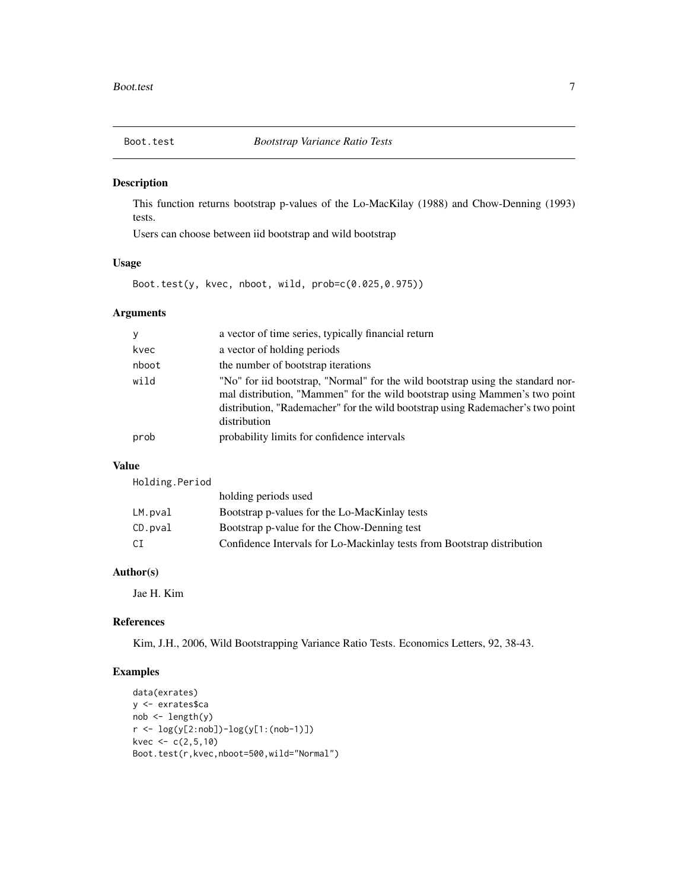# Boot.test *Bootstrap Variance Ratio Tests*

## Description

This function returns bootstrap p-values of the Lo-MacKilay (1988) and Chow-Denning (1993) tests.

Users can choose between iid bootstrap and wild bootstrap

## Usage

```
Boot.test(y, kvec, nboot, wild, prob=c(0.025,0.975))
```

## Arguments

| | |
|---|---|
| `y` | a vector of time series, typically financial return |
| `kvec` | a vector of holding periods |
| `nboot` | the number of bootstrap iterations |
| `wild` | "No" for iid bootstrap, "Normal" for the wild bootstrap using the standard normal distribution, "Mammen" for the wild bootstrap using Mammen's two point distribution, "Rademacher" for the wild bootstrap using Rademacher's two point distribution |
| `prob` | probability limits for confidence intervals |

## Value

| | |
|---|---|
| `Holding.Period` | holding periods used |
| `LM.pval` | Bootstrap p-values for the Lo-MacKinlay tests |
| `CD.pval` | Bootstrap p-value for the Chow-Denning test |
| `CI` | Confidence Intervals for Lo-Mackinlay tests from Bootstrap distribution |

## Author(s)

Jae H. Kim

## References

Kim, J.H., 2006, Wild Bootstrapping Variance Ratio Tests. Economics Letters, 92, 38-43.

## Examples

```
data(exrates)
y <- exrates$ca
nob <- length(y)
r <- log(y[2:nob])-log(y[1:(nob-1)])
kvec <- c(2,5,10)
Boot.test(r,kvec,nboot=500,wild="Normal")
```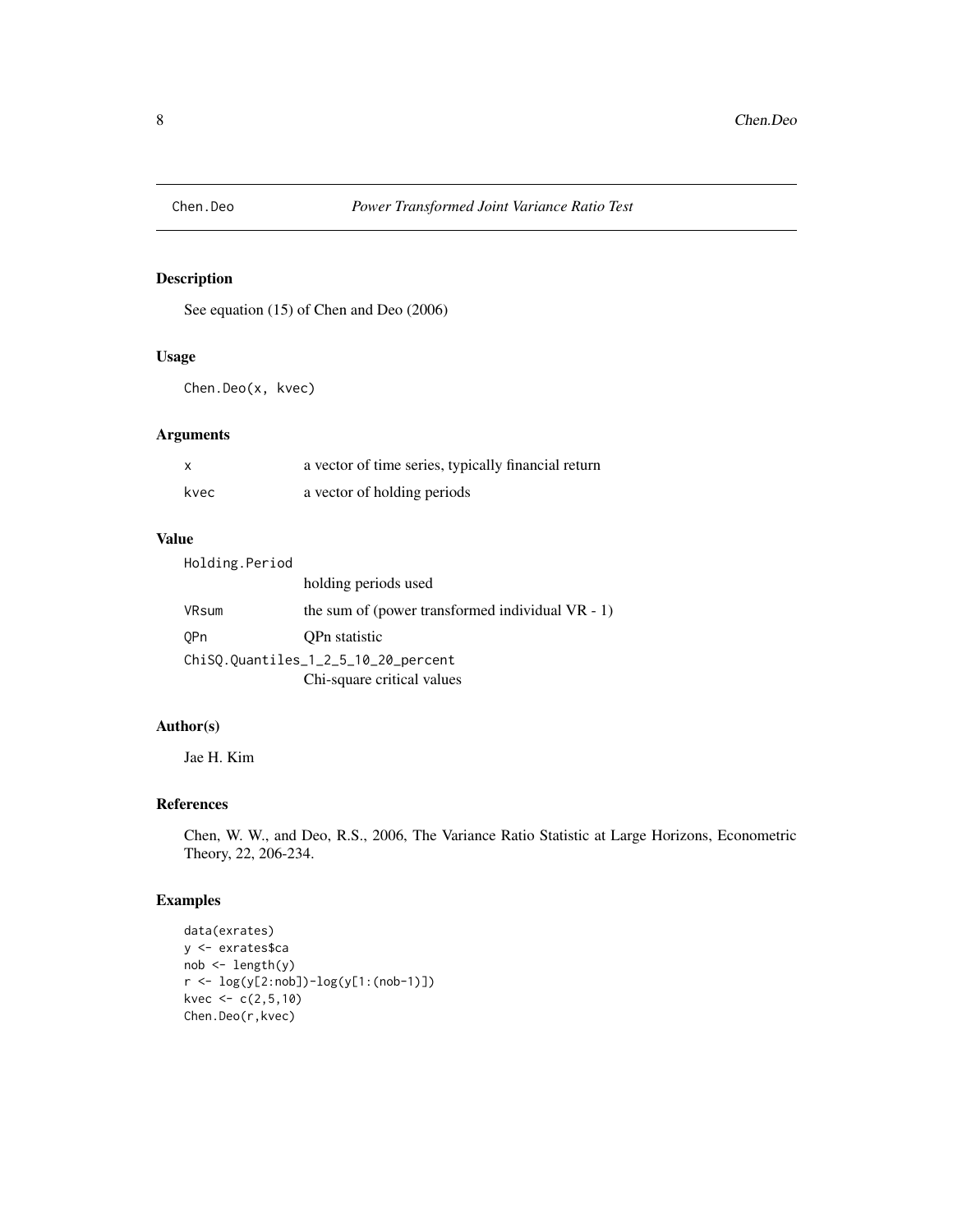# Chen.Deo — *Power Transformed Joint Variance Ratio Test*

## Description

See equation (15) of Chen and Deo (2006)

## Usage

```
Chen.Deo(x, kvec)
```

## Arguments

| | |
|---|---|
| `x` | a vector of time series, typically financial return |
| `kvec` | a vector of holding periods |

## Value

| | |
|---|---|
| `Holding.Period` | holding periods used |
| `VRsum` | the sum of (power transformed individual VR - 1) |
| `QPn` | QPn statistic |
| `ChiSQ.Quantiles_1_2_5_10_20_percent` | Chi-square critical values |

## Author(s)

Jae H. Kim

## References

Chen, W. W., and Deo, R.S., 2006, The Variance Ratio Statistic at Large Horizons, Econometric Theory, 22, 206-234.

## Examples

```
data(exrates)
y <- exrates$ca
nob <- length(y)
r <- log(y[2:nob])-log(y[1:(nob-1)])
kvec <- c(2,5,10)
Chen.Deo(r,kvec)
```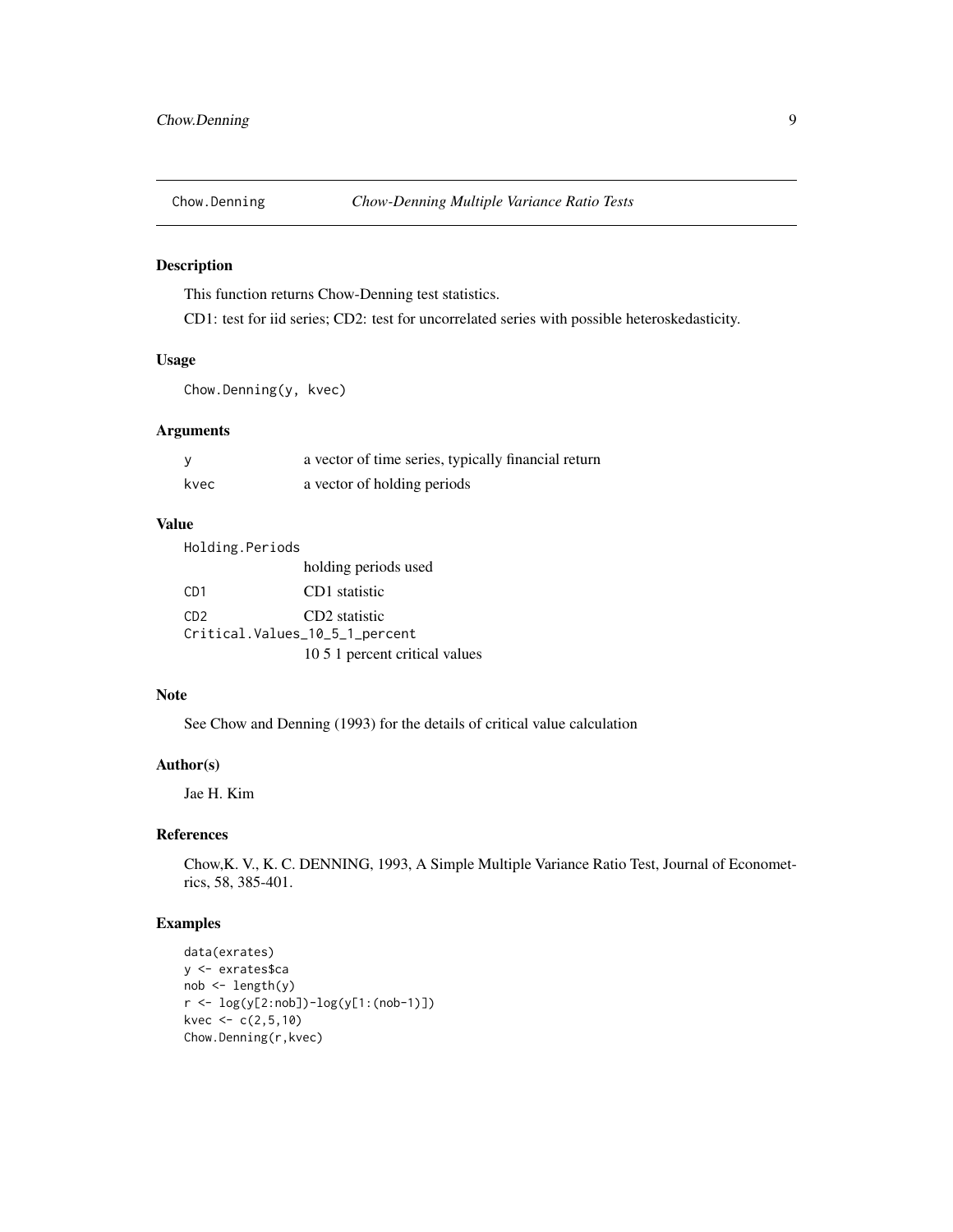# Chow.Denning *Chow-Denning Multiple Variance Ratio Tests*

## Description

This function returns Chow-Denning test statistics.

CD1: test for iid series; CD2: test for uncorrelated series with possible heteroskedasticity.

## Usage

```
Chow.Denning(y, kvec)
```

## Arguments

| | |
|---|---|
| y | a vector of time series, typically financial return |
| kvec | a vector of holding periods |

## Value

| | |
|---|---|
| Holding.Periods | holding periods used |
| CD1 | CD1 statistic |
| CD2 | CD2 statistic |
| Critical.Values_10_5_1_percent | 10 5 1 percent critical values |

## Note

See Chow and Denning (1993) for the details of critical value calculation

## Author(s)

Jae H. Kim

## References

Chow,K. V., K. C. DENNING, 1993, A Simple Multiple Variance Ratio Test, Journal of Econometrics, 58, 385-401.

## Examples

```
data(exrates)
y <- exrates$ca
nob <- length(y)
r <- log(y[2:nob])-log(y[1:(nob-1)])
kvec <- c(2,5,10)
Chow.Denning(r,kvec)
```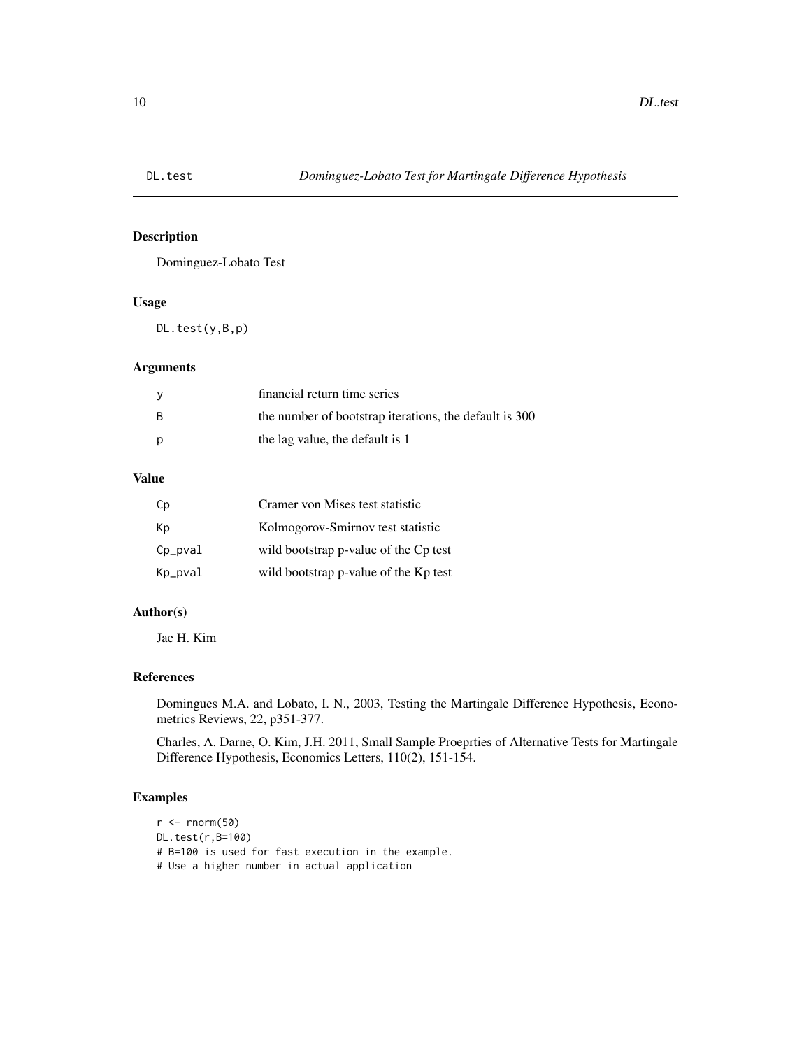DL.test *Dominguez-Lobato Test for Martingale Difference Hypothesis*

## Description

Dominguez-Lobato Test

## Usage

```
DL.test(y,B,p)
```

## Arguments

| | |
|---|---|
| y | financial return time series |
| B | the number of bootstrap iterations, the default is 300 |
| p | the lag value, the default is 1 |

## Value

| | |
|---|---|
| Cp | Cramer von Mises test statistic |
| Kp | Kolmogorov-Smirnov test statistic |
| Cp_pval | wild bootstrap p-value of the Cp test |
| Kp_pval | wild bootstrap p-value of the Kp test |

## Author(s)

Jae H. Kim

## References

Domingues M.A. and Lobato, I. N., 2003, Testing the Martingale Difference Hypothesis, Econometrics Reviews, 22, p351-377.

Charles, A. Darne, O. Kim, J.H. 2011, Small Sample Proeprties of Alternative Tests for Martingale Difference Hypothesis, Economics Letters, 110(2), 151-154.

## Examples

```
r <- rnorm(50)
DL.test(r,B=100)
# B=100 is used for fast execution in the example.
# Use a higher number in actual application
```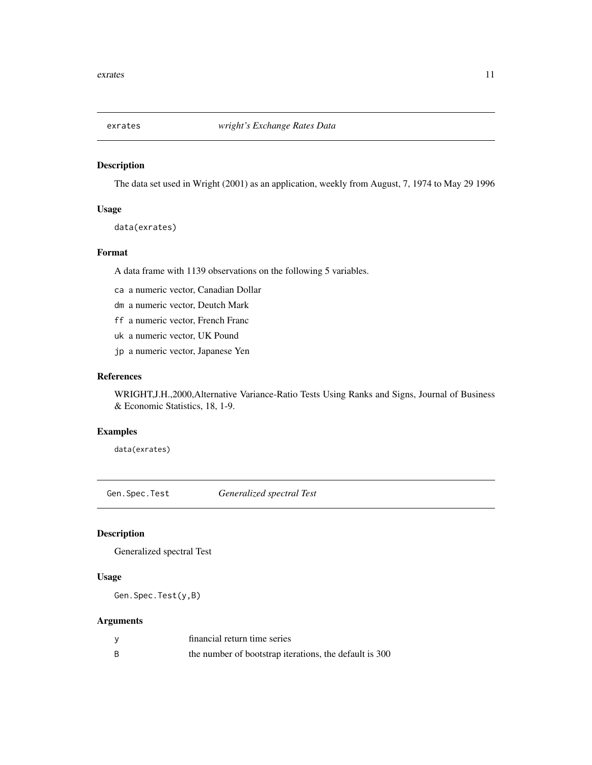## exrates — *wright's Exchange Rates Data*

### Description

The data set used in Wright (2001) as an application, weekly from August, 7, 1974 to May 29 1996

### Usage

```
data(exrates)
```

### Format

A data frame with 1139 observations on the following 5 variables.

- `ca` a numeric vector, Canadian Dollar
- `dm` a numeric vector, Deutch Mark
- `ff` a numeric vector, French Franc
- `uk` a numeric vector, UK Pound
- `jp` a numeric vector, Japanese Yen

### References

WRIGHT,J.H.,2000,Alternative Variance-Ratio Tests Using Ranks and Signs, Journal of Business & Economic Statistics, 18, 1-9.

### Examples

```
data(exrates)
```

## Gen.Spec.Test — *Generalized spectral Test*

### Description

Generalized spectral Test

### Usage

```
Gen.Spec.Test(y,B)
```

### Arguments

| | |
|---|---|
| `y` | financial return time series |
| `B` | the number of bootstrap iterations, the default is 300 |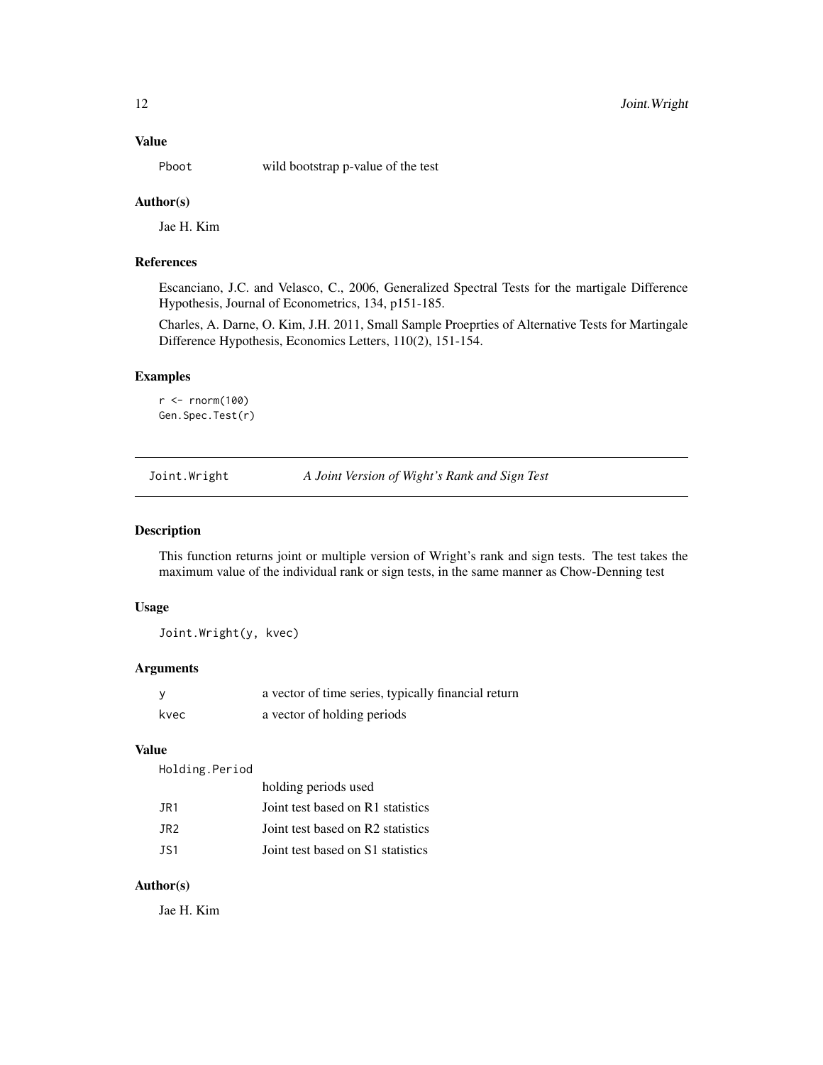### Value

| | |
|---|---|
| Pboot | wild bootstrap p-value of the test |

### Author(s)

Jae H. Kim

### References

Escanciano, J.C. and Velasco, C., 2006, Generalized Spectral Tests for the martigale Difference Hypothesis, Journal of Econometrics, 134, p151-185.

Charles, A. Darne, O. Kim, J.H. 2011, Small Sample Proeprties of Alternative Tests for Martingale Difference Hypothesis, Economics Letters, 110(2), 151-154.

### Examples

```
r <- rnorm(100)
Gen.Spec.Test(r)
```

---

## Joint.Wright — *A Joint Version of Wight's Rank and Sign Test*

### Description

This function returns joint or multiple version of Wright's rank and sign tests. The test takes the maximum value of the individual rank or sign tests, in the same manner as Chow-Denning test

### Usage

```
Joint.Wright(y, kvec)
```

### Arguments

| | |
|---|---|
| y | a vector of time series, typically financial return |
| kvec | a vector of holding periods |

### Value

| | |
|---|---|
| Holding.Period | holding periods used |
| JR1 | Joint test based on R1 statistics |
| JR2 | Joint test based on R2 statistics |
| JS1 | Joint test based on S1 statistics |

### Author(s)

Jae H. Kim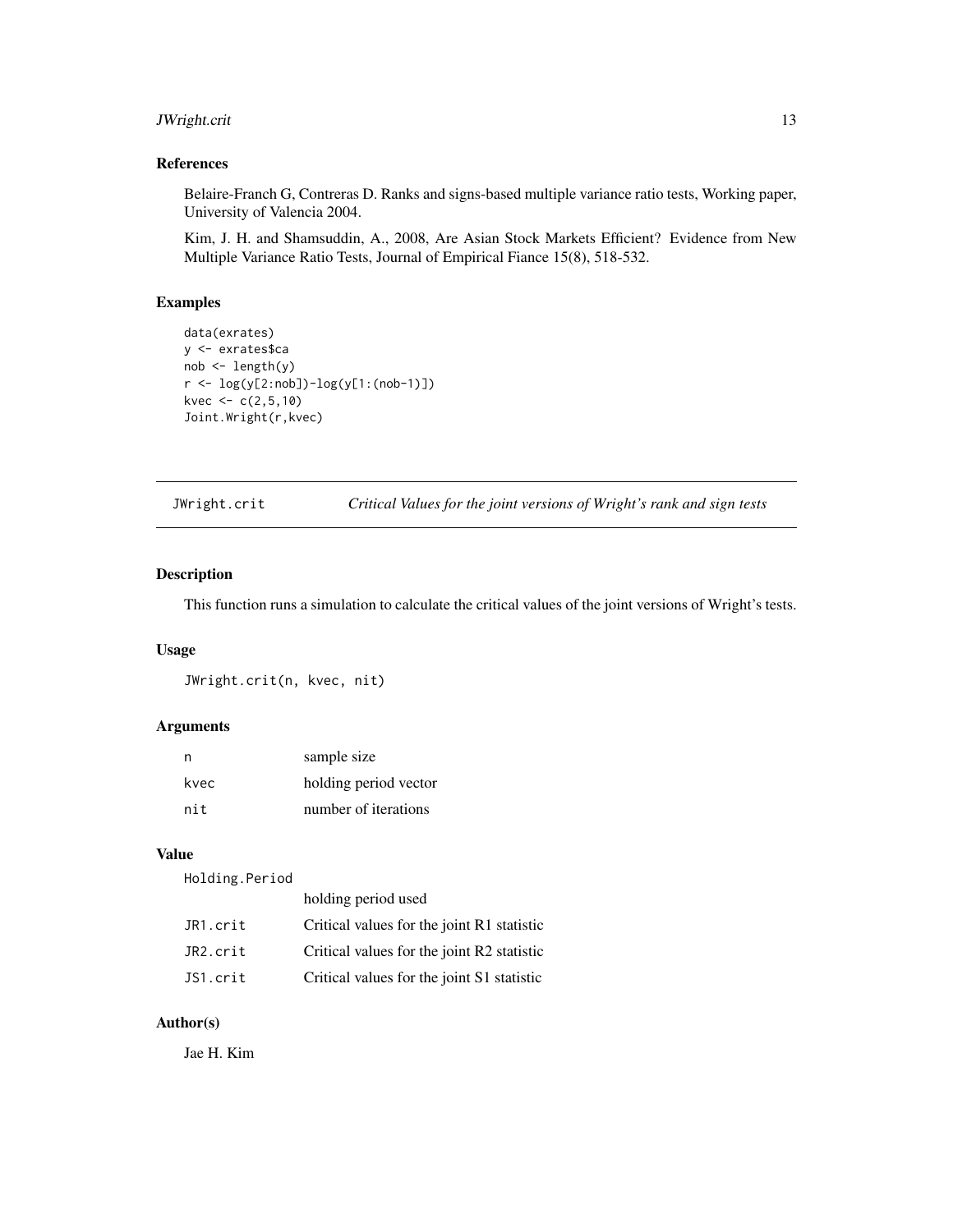## References

Belaire-Franch G, Contreras D. Ranks and signs-based multiple variance ratio tests, Working paper, University of Valencia 2004.

Kim, J. H. and Shamsuddin, A., 2008, Are Asian Stock Markets Efficient? Evidence from New Multiple Variance Ratio Tests, Journal of Empirical Fiance 15(8), 518-532.

## Examples

```
data(exrates)
y <- exrates$ca
nob <- length(y)
r <- log(y[2:nob])-log(y[1:(nob-1)])
kvec <- c(2,5,10)
Joint.Wright(r,kvec)
```

---

# JWright.crit — *Critical Values for the joint versions of Wright's rank and sign tests*

---

## Description

This function runs a simulation to calculate the critical values of the joint versions of Wright's tests.

## Usage

```
JWright.crit(n, kvec, nit)
```

## Arguments

| | |
|---|---|
| `n` | sample size |
| `kvec` | holding period vector |
| `nit` | number of iterations |

## Value

| | |
|---|---|
| `Holding.Period` | holding period used |
| `JR1.crit` | Critical values for the joint R1 statistic |
| `JR2.crit` | Critical values for the joint R2 statistic |
| `JS1.crit` | Critical values for the joint S1 statistic |

## Author(s)

Jae H. Kim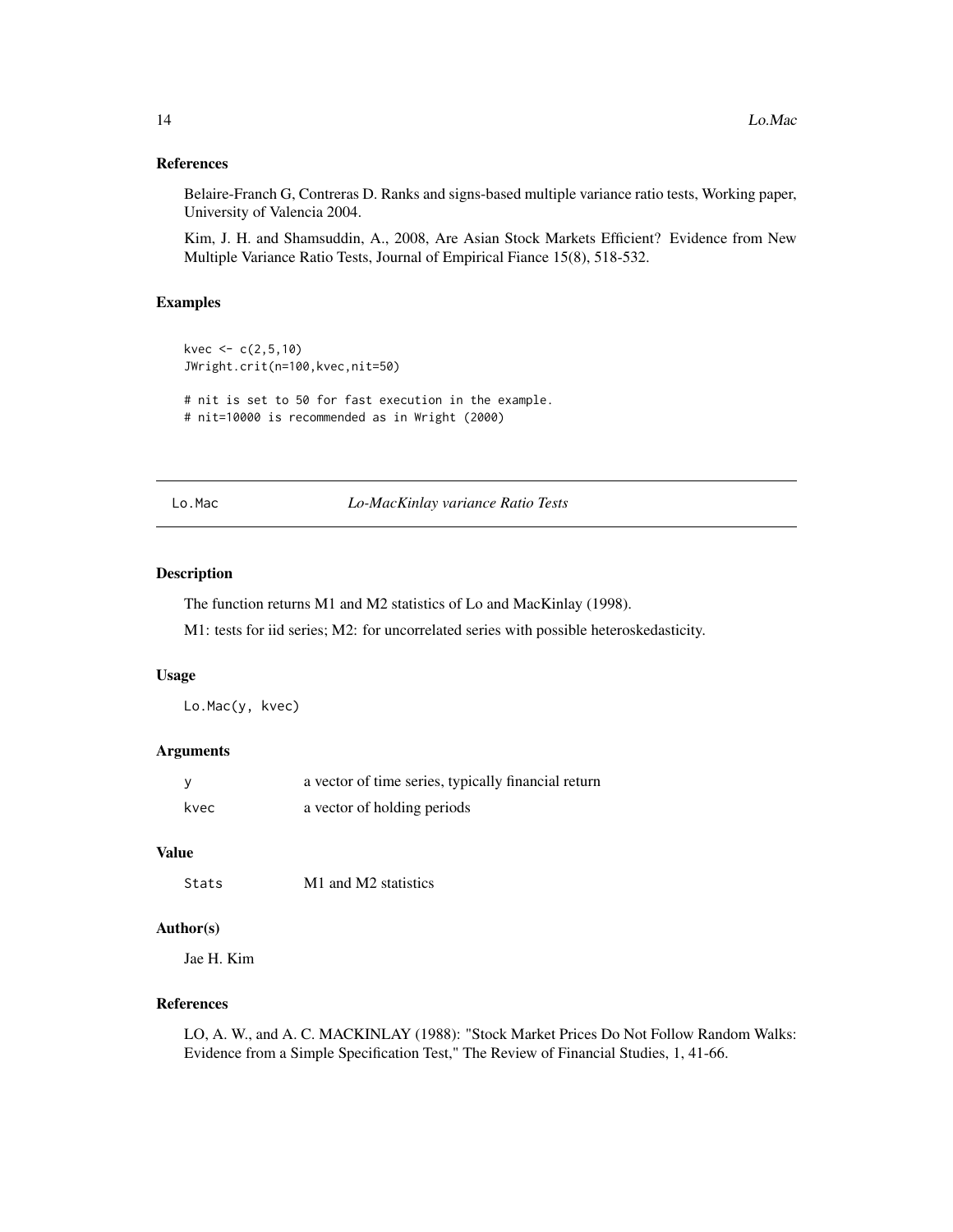### References

Belaire-Franch G, Contreras D. Ranks and signs-based multiple variance ratio tests, Working paper, University of Valencia 2004.

Kim, J. H. and Shamsuddin, A., 2008, Are Asian Stock Markets Efficient? Evidence from New Multiple Variance Ratio Tests, Journal of Empirical Fiance 15(8), 518-532.

### Examples

```
kvec <- c(2,5,10)
JWright.crit(n=100,kvec,nit=50)

# nit is set to 50 for fast execution in the example.
# nit=10000 is recommended as in Wright (2000)
```

---

## Lo.Mac *Lo-MacKinlay variance Ratio Tests*

---

### Description

The function returns M1 and M2 statistics of Lo and MacKinlay (1998).

M1: tests for iid series; M2: for uncorrelated series with possible heteroskedasticity.

### Usage

```
Lo.Mac(y, kvec)
```

### Arguments

| | |
|---|---|
| y | a vector of time series, typically financial return |
| kvec | a vector of holding periods |

### Value

| | |
|---|---|
| Stats | M1 and M2 statistics |

### Author(s)

Jae H. Kim

### References

LO, A. W., and A. C. MACKINLAY (1988): "Stock Market Prices Do Not Follow Random Walks: Evidence from a Simple Specification Test," The Review of Financial Studies, 1, 41-66.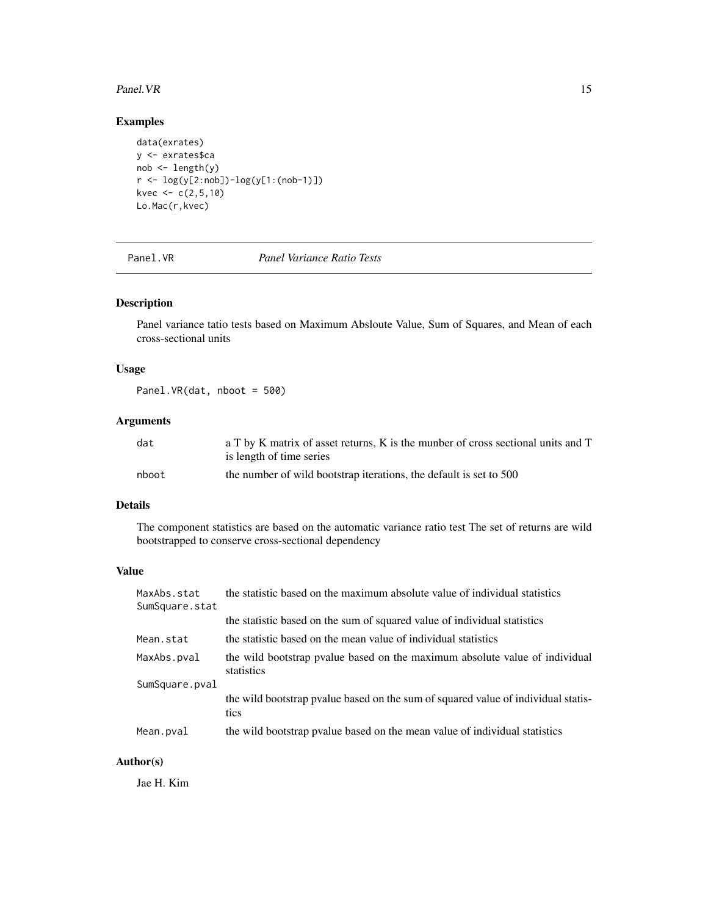## Examples

```
data(exrates)
y <- exrates$ca
nob <- length(y)
r <- log(y[2:nob])-log(y[1:(nob-1)])
kvec <- c(2,5,10)
Lo.Mac(r,kvec)
```

---

# Panel.VR &nbsp;&nbsp;&nbsp;&nbsp;&nbsp;&nbsp; *Panel Variance Ratio Tests*

## Description

Panel variance tatio tests based on Maximum Absloute Value, Sum of Squares, and Mean of each cross-sectional units

## Usage

```
Panel.VR(dat, nboot = 500)
```

## Arguments

| | |
|---|---|
| dat | a T by K matrix of asset returns, K is the munber of cross sectional units and T is length of time series |
| nboot | the number of wild bootstrap iterations, the default is set to 500 |

## Details

The component statistics are based on the automatic variance ratio test The set of returns are wild bootstrapped to conserve cross-sectional dependency

## Value

| | |
|---|---|
| MaxAbs.stat | the statistic based on the maximum absolute value of individual statistics |
| SumSquare.stat | the statistic based on the sum of squared value of individual statistics |
| Mean.stat | the statistic based on the mean value of individual statistics |
| MaxAbs.pval | the wild bootstrap pvalue based on the maximum absolute value of individual statistics |
| SumSquare.pval | the wild bootstrap pvalue based on the sum of squared value of individual statistics |
| Mean.pval | the wild bootstrap pvalue based on the mean value of individual statistics |

## Author(s)

Jae H. Kim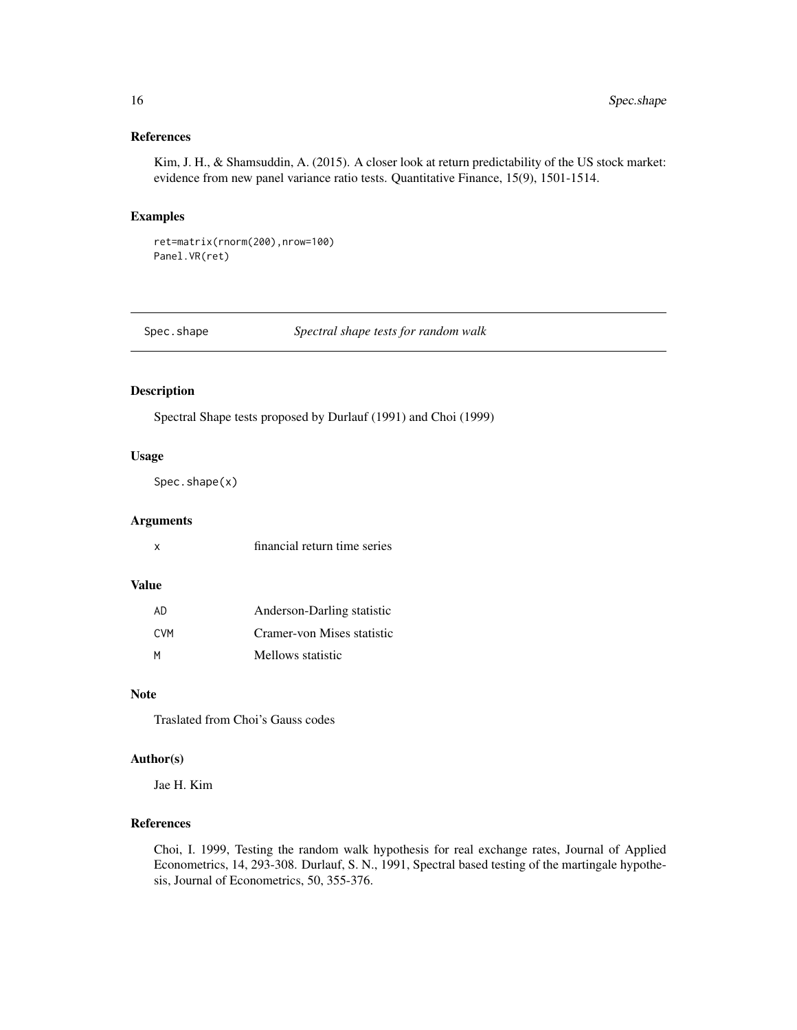### References

Kim, J. H., & Shamsuddin, A. (2015). A closer look at return predictability of the US stock market: evidence from new panel variance ratio tests. Quantitative Finance, 15(9), 1501-1514.

### Examples

```
ret=matrix(rnorm(200),nrow=100)
Panel.VR(ret)
```

---

## Spec.shape    *Spectral shape tests for random walk*

---

### Description

Spectral Shape tests proposed by Durlauf (1991) and Choi (1999)

### Usage

```
Spec.shape(x)
```

### Arguments

| | |
|---|---|
| x | financial return time series |

### Value

| | |
|---|---|
| AD | Anderson-Darling statistic |
| CVM | Cramer-von Mises statistic |
| M | Mellows statistic |

### Note

Traslated from Choi's Gauss codes

### Author(s)

Jae H. Kim

### References

Choi, I. 1999, Testing the random walk hypothesis for real exchange rates, Journal of Applied Econometrics, 14, 293-308. Durlauf, S. N., 1991, Spectral based testing of the martingale hypothesis, Journal of Econometrics, 50, 355-376.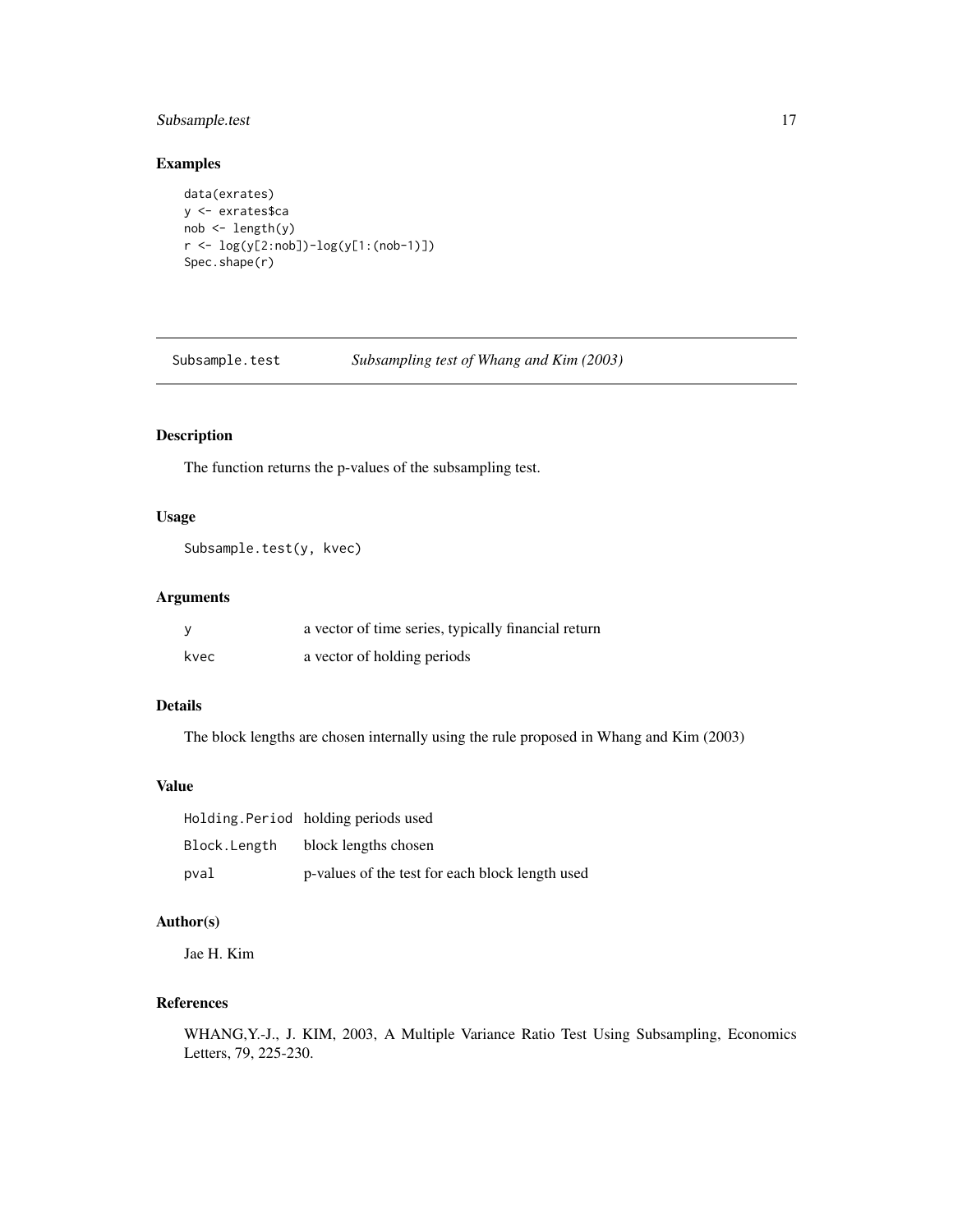## Examples

```
data(exrates)
y <- exrates$ca
nob <- length(y)
r <- log(y[2:nob])-log(y[1:(nob-1)])
Spec.shape(r)
```

---

# Subsample.test — *Subsampling test of Whang and Kim (2003)*

---

## Description

The function returns the p-values of the subsampling test.

## Usage

```
Subsample.test(y, kvec)
```

## Arguments

| | |
|---|---|
| y | a vector of time series, typically financial return |
| kvec | a vector of holding periods |

## Details

The block lengths are chosen internally using the rule proposed in Whang and Kim (2003)

## Value

| | |
|---|---|
| Holding.Period | holding periods used |
| Block.Length | block lengths chosen |
| pval | p-values of the test for each block length used |

## Author(s)

Jae H. Kim

## References

WHANG,Y.-J., J. KIM, 2003, A Multiple Variance Ratio Test Using Subsampling, Economics Letters, 79, 225-230.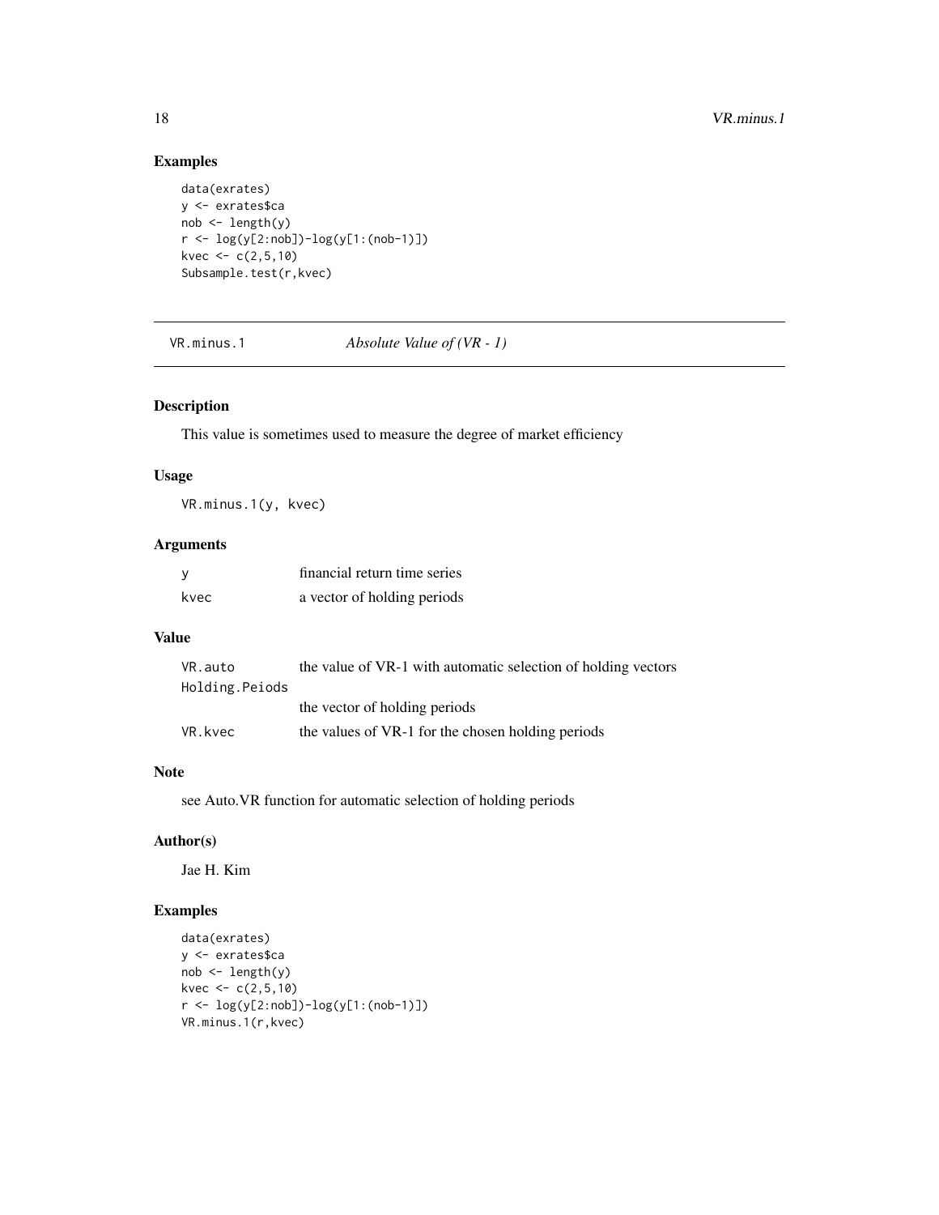## Examples

```
data(exrates)
y <- exrates$ca
nob <- length(y)
r <- log(y[2:nob])-log(y[1:(nob-1)])
kvec <- c(2,5,10)
Subsample.test(r,kvec)
```

---

# VR.minus.1 — *Absolute Value of (VR - 1)*

## Description

This value is sometimes used to measure the degree of market efficiency

## Usage

```
VR.minus.1(y, kvec)
```

## Arguments

| | |
|---|---|
| y | financial return time series |
| kvec | a vector of holding periods |

## Value

| | |
|---|---|
| VR.auto | the value of VR-1 with automatic selection of holding vectors |
| Holding.Peiods | the vector of holding periods |
| VR.kvec | the values of VR-1 for the chosen holding periods |

## Note

see Auto.VR function for automatic selection of holding periods

## Author(s)

Jae H. Kim

## Examples

```
data(exrates)
y <- exrates$ca
nob <- length(y)
kvec <- c(2,5,10)
r <- log(y[2:nob])-log(y[1:(nob-1)])
VR.minus.1(r,kvec)
```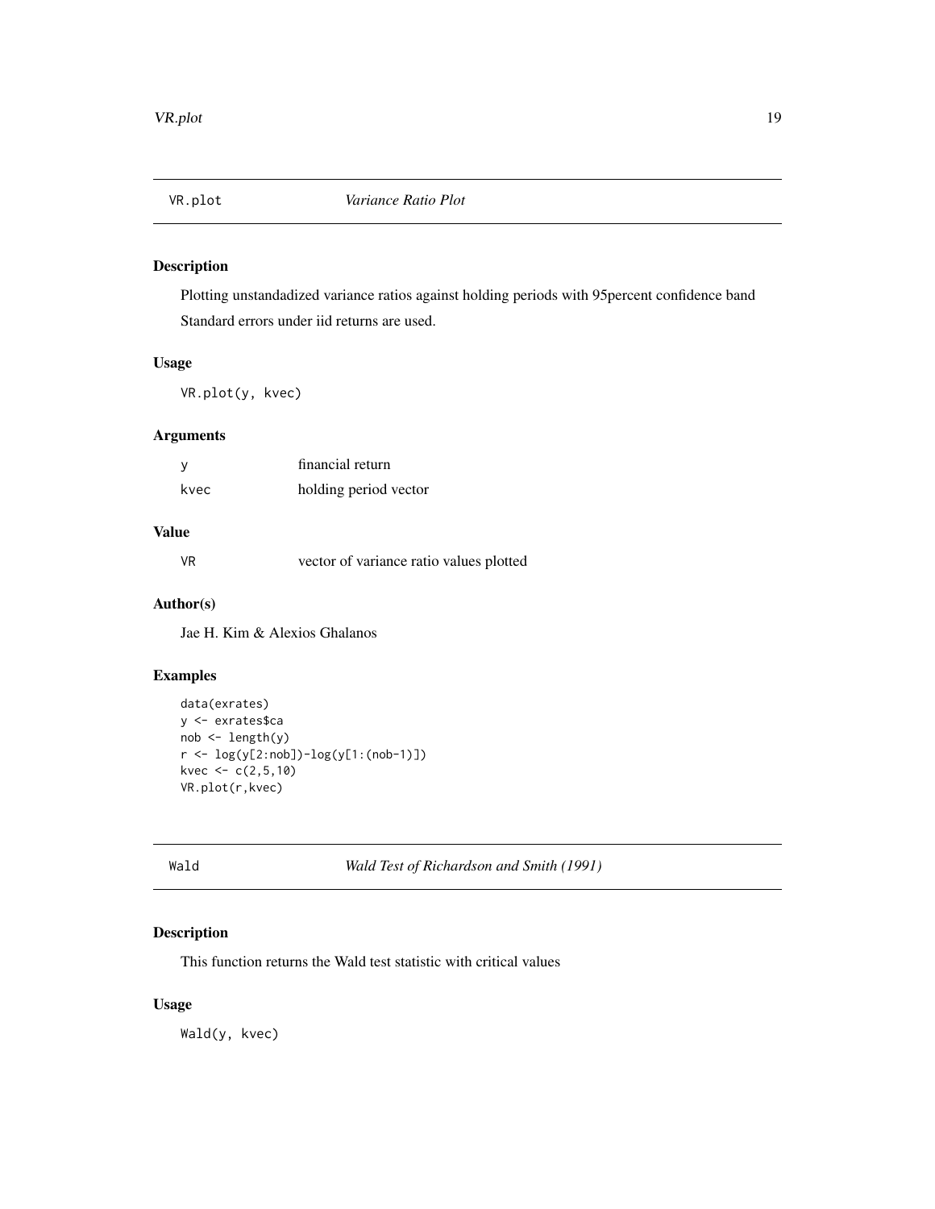## VR.plot *Variance Ratio Plot*

### Description

Plotting unstandadized variance ratios against holding periods with 95percent confidence band Standard errors under iid returns are used.

### Usage

```
VR.plot(y, kvec)
```

### Arguments

| | |
|---|---|
| y | financial return |
| kvec | holding period vector |

### Value

| | |
|---|---|
| VR | vector of variance ratio values plotted |

### Author(s)

Jae H. Kim & Alexios Ghalanos

### Examples

```
data(exrates)
y <- exrates$ca
nob <- length(y)
r <- log(y[2:nob])-log(y[1:(nob-1)])
kvec <- c(2,5,10)
VR.plot(r,kvec)
```

## Wald *Wald Test of Richardson and Smith (1991)*

### Description

This function returns the Wald test statistic with critical values

### Usage

```
Wald(y, kvec)
```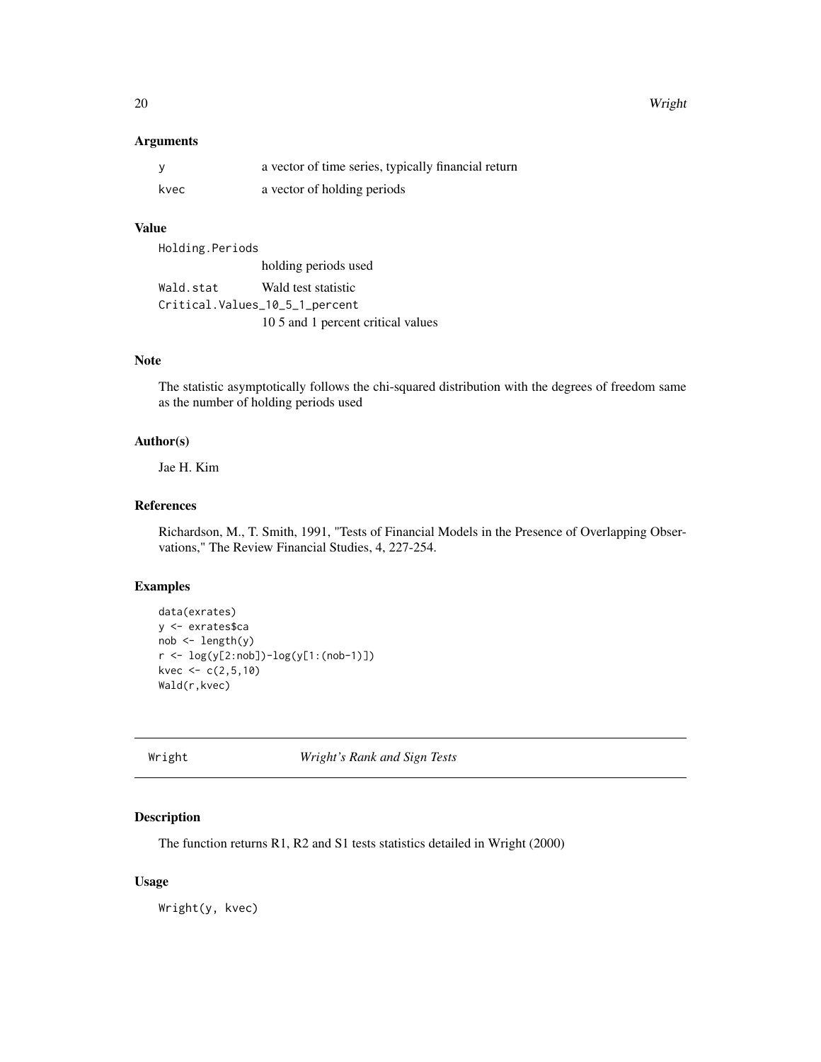### Arguments

| | |
|---|---|
| `y` | a vector of time series, typically financial return |
| `kvec` | a vector of holding periods |

### Value

`Holding.Periods`
: holding periods used

`Wald.stat`
: Wald test statistic

`Critical.Values_10_5_1_percent`
: 10 5 and 1 percent critical values

### Note

The statistic asymptotically follows the chi-squared distribution with the degrees of freedom same as the number of holding periods used

### Author(s)

Jae H. Kim

### References

Richardson, M., T. Smith, 1991, "Tests of Financial Models in the Presence of Overlapping Observations," The Review Financial Studies, 4, 227-254.

### Examples

```
data(exrates)
y <- exrates$ca
nob <- length(y)
r <- log(y[2:nob])-log(y[1:(nob-1)])
kvec <- c(2,5,10)
Wald(r,kvec)
```

---

## Wright — *Wright's Rank and Sign Tests*

### Description

The function returns R1, R2 and S1 tests statistics detailed in Wright (2000)

### Usage

```
Wright(y, kvec)
```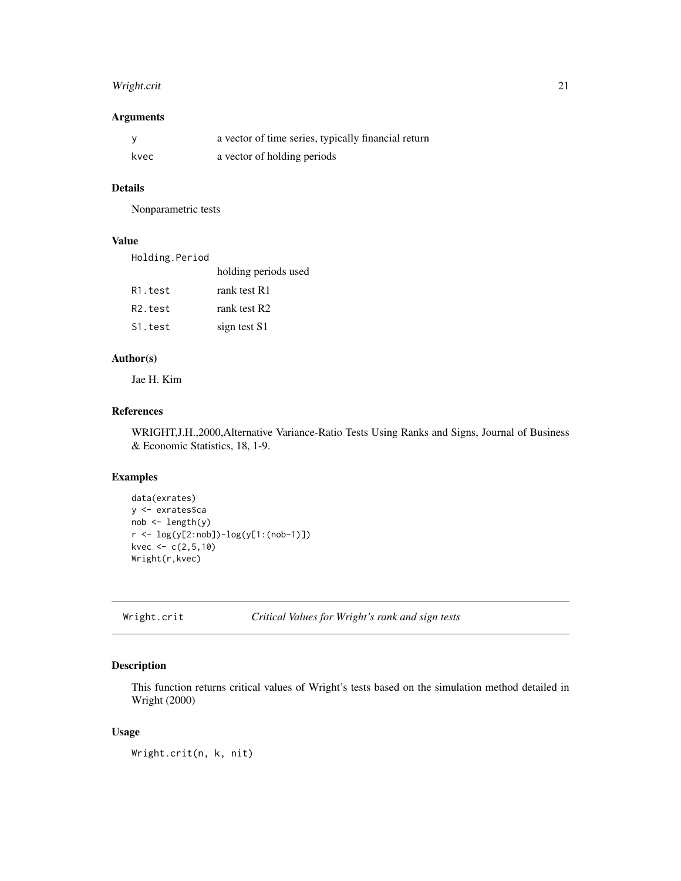### Arguments

| | |
|---|---|
| y | a vector of time series, typically financial return |
| kvec | a vector of holding periods |

### Details

Nonparametric tests

### Value

| | |
|---|---|
| Holding.Period | holding periods used |
| R1.test | rank test R1 |
| R2.test | rank test R2 |
| S1.test | sign test S1 |

### Author(s)

Jae H. Kim

### References

WRIGHT,J.H.,2000,Alternative Variance-Ratio Tests Using Ranks and Signs, Journal of Business & Economic Statistics, 18, 1-9.

### Examples

```
data(exrates)
y <- exrates$ca
nob <- length(y)
r <- log(y[2:nob])-log(y[1:(nob-1)])
kvec <- c(2,5,10)
Wright(r,kvec)
```

---

## Wright.crit — *Critical Values for Wright's rank and sign tests*

### Description

This function returns critical values of Wright's tests based on the simulation method detailed in Wright (2000)

### Usage

```
Wright.crit(n, k, nit)
```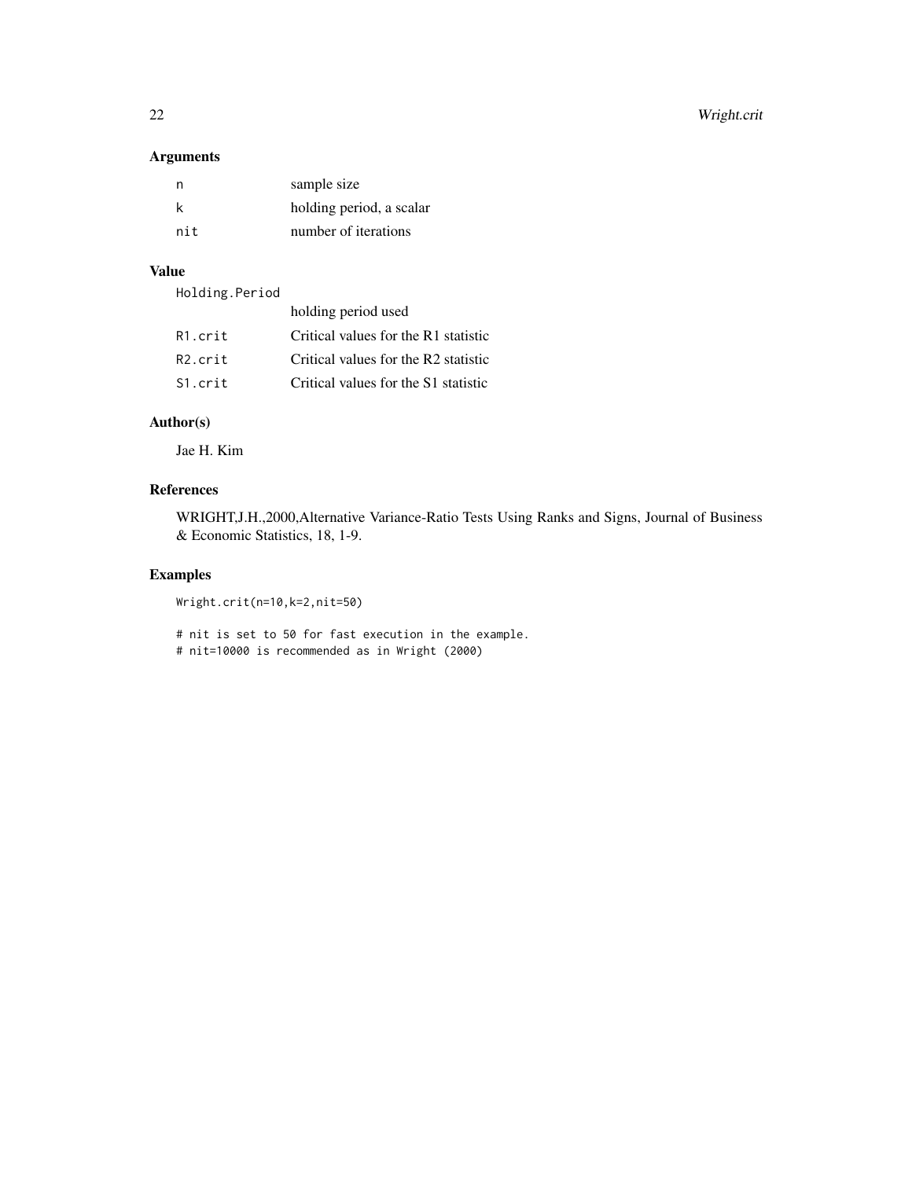## Arguments

| | |
|---|---|
| n | sample size |
| k | holding period, a scalar |
| nit | number of iterations |

## Value

| | |
|---|---|
| Holding.Period | holding period used |
| R1.crit | Critical values for the R1 statistic |
| R2.crit | Critical values for the R2 statistic |
| S1.crit | Critical values for the S1 statistic |

## Author(s)

Jae H. Kim

## References

WRIGHT,J.H.,2000,Alternative Variance-Ratio Tests Using Ranks and Signs, Journal of Business & Economic Statistics, 18, 1-9.

## Examples

```
Wright.crit(n=10,k=2,nit=50)

# nit is set to 50 for fast execution in the example.
# nit=10000 is recommended as in Wright (2000)
```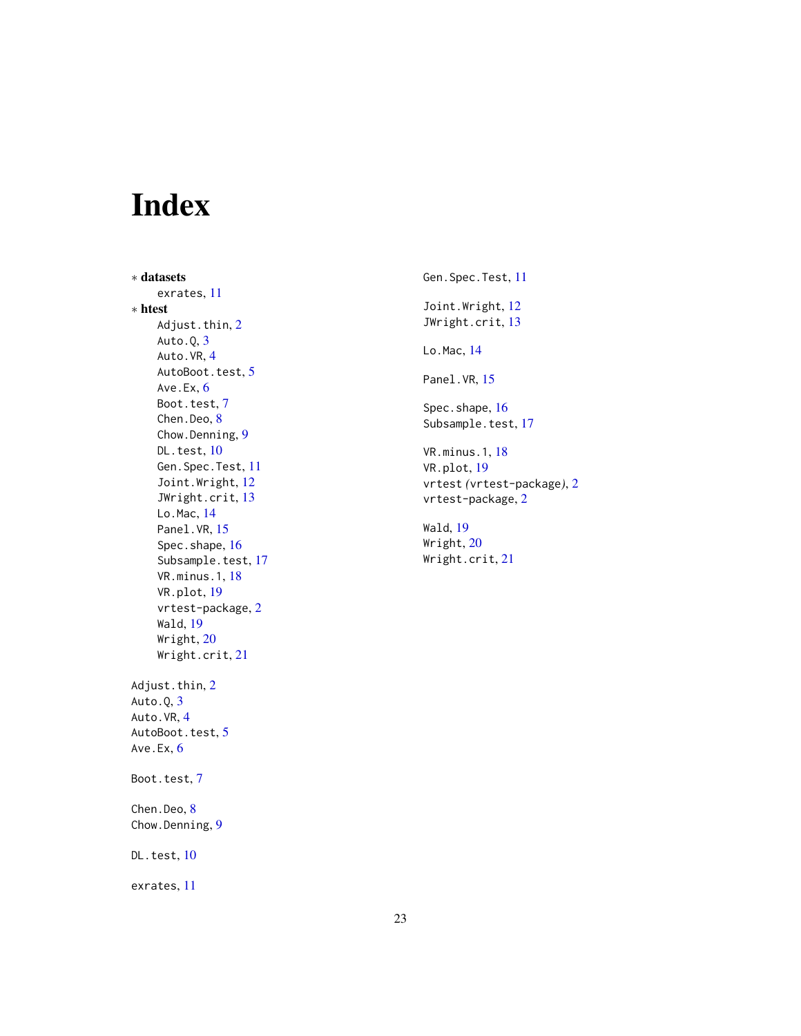# Index

* **datasets**
  - exrates, 11
* **htest**
  - Adjust.thin, 2
  - Auto.Q, 3
  - Auto.VR, 4
  - AutoBoot.test, 5
  - Ave.Ex, 6
  - Boot.test, 7
  - Chen.Deo, 8
  - Chow.Denning, 9
  - DL.test, 10
  - Gen.Spec.Test, 11
  - Joint.Wright, 12
  - JWright.crit, 13
  - Lo.Mac, 14
  - Panel.VR, 15
  - Spec.shape, 16
  - Subsample.test, 17
  - VR.minus.1, 18
  - VR.plot, 19
  - vrtest-package, 2
  - Wald, 19
  - Wright, 20
  - Wright.crit, 21

Adjust.thin, 2
Auto.Q, 3
Auto.VR, 4
AutoBoot.test, 5
Ave.Ex, 6

Boot.test, 7

Chen.Deo, 8
Chow.Denning, 9

DL.test, 10

exrates, 11

Gen.Spec.Test, 11

Joint.Wright, 12
JWright.crit, 13

Lo.Mac, 14

Panel.VR, 15

Spec.shape, 16
Subsample.test, 17

VR.minus.1, 18
VR.plot, 19
vrtest *(vrtest-package)*, 2
vrtest-package, 2

Wald, 19
Wright, 20
Wright.crit, 21